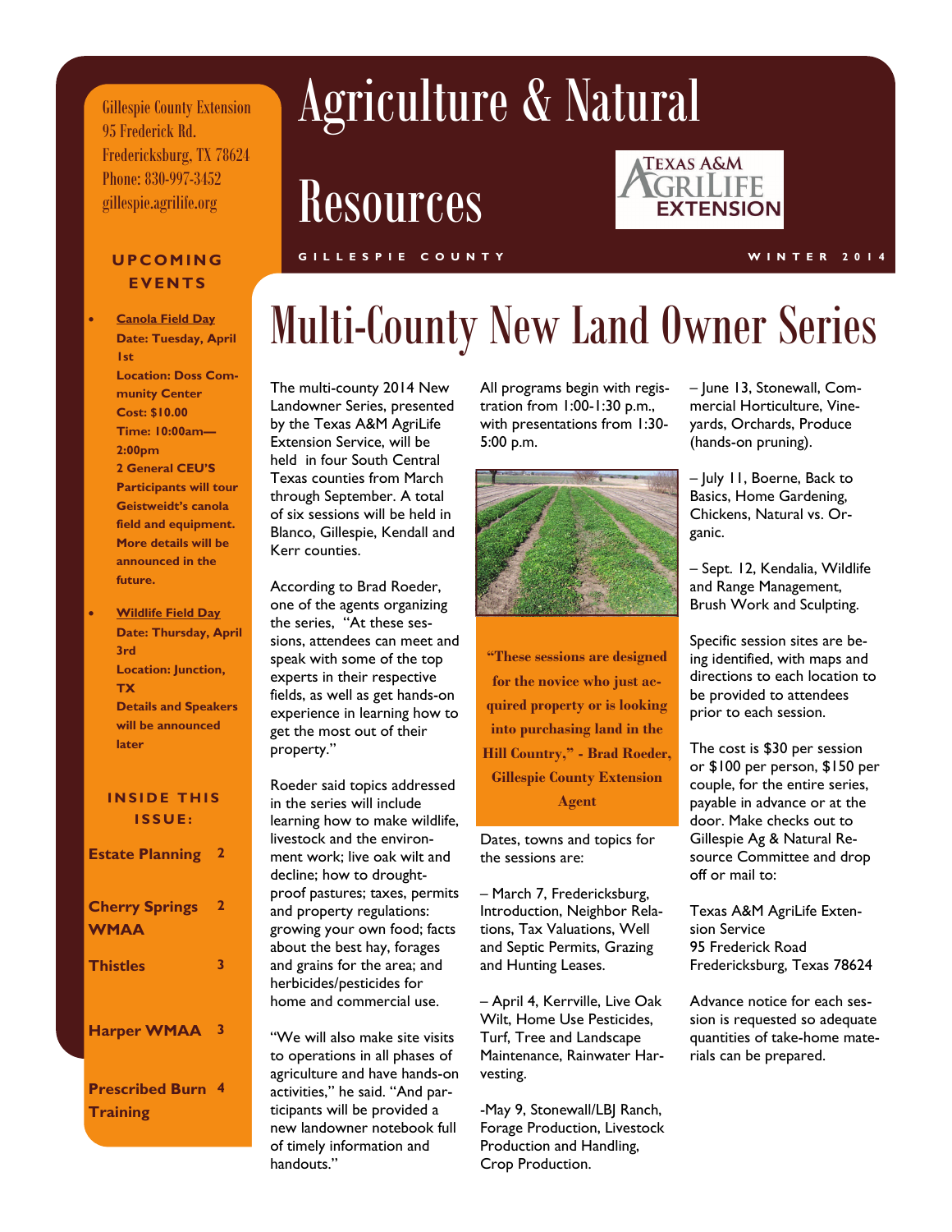Gillespie County Extension
95 Frederick Rd.
Fredericksburg, TX 78624
Phone: 830-997-3452
gillespie.agrilife.org

# Agriculture & Natural Resources

GILLESPIE COUNTY — WINTER 2014

## UPCOMING EVENTS

- **Canola Field Day**
  **Date: Tuesday, April 1st**
  **Location: Doss Community Center**
  **Cost: $10.00**
  **Time: 10:00am—2:00pm**
  **2 General CEU'S**
  **Participants will tour Geistweidt's canola field and equipment. More details will be announced in the future.**

- **Wildlife Field Day**
  **Date: Thursday, April 3rd**
  **Location: Junction, TX**
  **Details and Speakers will be announced later**

## INSIDE THIS ISSUE:

| | |
|---|---|
| **Estate Planning** | 2 |
| **Cherry Springs WMAA** | 2 |
| **Thistles** | 3 |
| **Harper WMAA** | 3 |
| **Prescribed Burn Training** | 4 |

# Multi-County New Land Owner Series

The multi-county 2014 New Landowner Series, presented by the Texas A&M AgriLife Extension Service, will be held in four South Central Texas counties from March through September. A total of six sessions will be held in Blanco, Gillespie, Kendall and Kerr counties.

According to Brad Roeder, one of the agents organizing the series, "At these sessions, attendees can meet and speak with some of the top experts in their respective fields, as well as get hands-on experience in learning how to get the most out of their property."

Roeder said topics addressed in the series will include learning how to make wildlife, livestock and the environment work; live oak wilt and decline; how to drought-proof pastures; taxes, permits and property regulations: growing your own food; facts about the best hay, forages and grains for the area; and herbicides/pesticides for home and commercial use.

"We will also make site visits to operations in all phases of agriculture and have hands-on activities," he said. "And participants will be provided a new landowner notebook full of timely information and handouts."

All programs begin with registration from 1:00-1:30 p.m., with presentations from 1:30-5:00 p.m.

**"These sessions are designed for the novice who just acquired property or is looking into purchasing land in the Hill Country," - Brad Roeder, Gillespie County Extension Agent**

Dates, towns and topics for the sessions are:

– March 7, Fredericksburg, Introduction, Neighbor Relations, Tax Valuations, Well and Septic Permits, Grazing and Hunting Leases.

– April 4, Kerrville, Live Oak Wilt, Home Use Pesticides, Turf, Tree and Landscape Maintenance, Rainwater Harvesting.

-May 9, Stonewall/LBJ Ranch, Forage Production, Livestock Production and Handling, Crop Production.

– June 13, Stonewall, Commercial Horticulture, Vineyards, Orchards, Produce (hands-on pruning).

– July 11, Boerne, Back to Basics, Home Gardening, Chickens, Natural vs. Organic.

– Sept. 12, Kendalia, Wildlife and Range Management, Brush Work and Sculpting.

Specific session sites are being identified, with maps and directions to each location to be provided to attendees prior to each session.

The cost is $30 per session or $100 per person, $150 per couple, for the entire series, payable in advance or at the door. Make checks out to Gillespie Ag & Natural Resource Committee and drop off or mail to:

Texas A&M AgriLife Extension Service
95 Frederick Road
Fredericksburg, Texas 78624

Advance notice for each session is requested so adequate quantities of take-home materials can be prepared.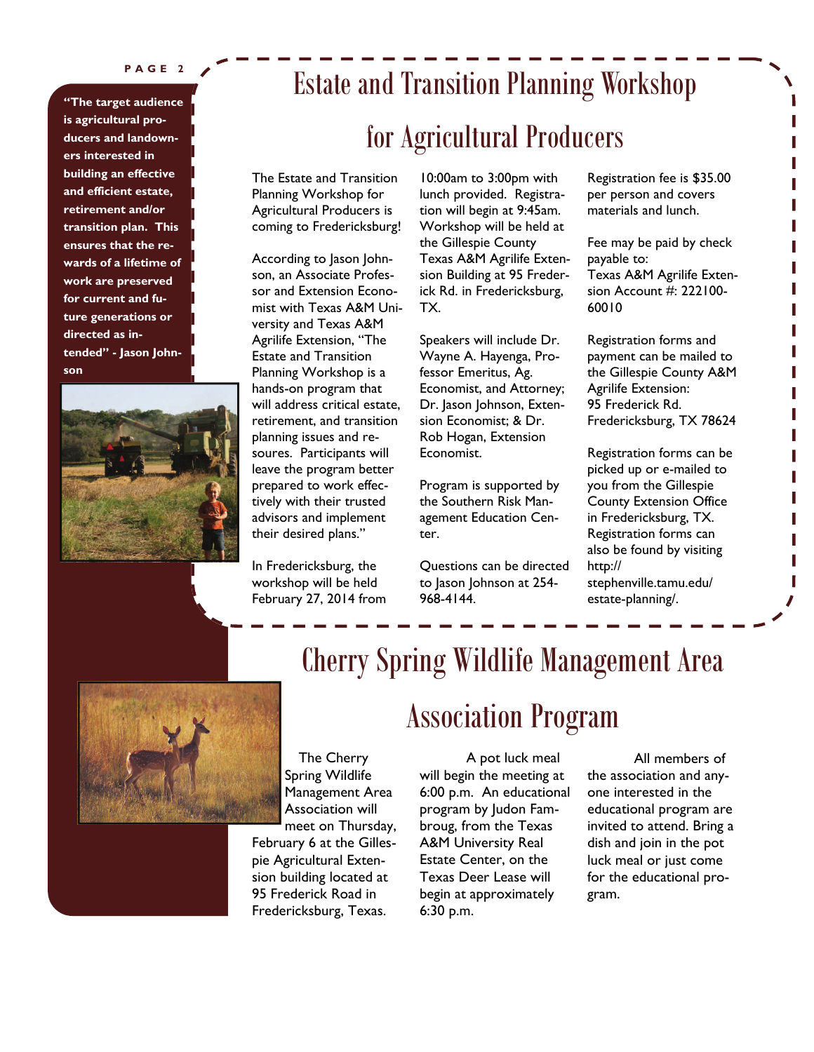> "The target audience is agricultural producers and landowners interested in building an effective and efficient estate, retirement and/or transition plan. This ensures that the rewards of a lifetime of work are preserved for current and future generations or directed as intended" - Jason Johnson

# Estate and Transition Planning Workshop for Agricultural Producers

The Estate and Transition Planning Workshop for Agricultural Producers is coming to Fredericksburg!

According to Jason Johnson, an Associate Professor and Extension Economist with Texas A&M University and Texas A&M Agrilife Extension, "The Estate and Transition Planning Workshop is a hands-on program that will address critical estate, retirement, and transition planning issues and resoures. Participants will leave the program better prepared to work effectively with their trusted advisors and implement their desired plans."

In Fredericksburg, the workshop will be held February 27, 2014 from 10:00am to 3:00pm with lunch provided. Registration will begin at 9:45am. Workshop will be held at the Gillespie County Texas A&M Agrilife Extension Building at 95 Frederick Rd. in Fredericksburg, TX.

Speakers will include Dr. Wayne A. Hayenga, Professor Emeritus, Ag. Economist, and Attorney; Dr. Jason Johnson, Extension Economist; & Dr. Rob Hogan, Extension Economist.

Program is supported by the Southern Risk Management Education Center.

Questions can be directed to Jason Johnson at 254-968-4144.

Registration fee is $35.00 per person and covers materials and lunch.

Fee may be paid by check payable to:
Texas A&M Agrilife Extension Account #: 222100-60010

Registration forms and payment can be mailed to the Gillespie County A&M Agrilife Extension:
95 Frederick Rd.
Fredericksburg, TX 78624

Registration forms can be picked up or e-mailed to you from the Gillespie County Extension Office in Fredericksburg, TX. Registration forms can also be found by visiting http://stephenville.tamu.edu/estate-planning/.

# Cherry Spring Wildlife Management Area Association Program

The Cherry Spring Wildlife Management Area Association will meet on Thursday, February 6 at the Gillespie Agricultural Extension building located at 95 Frederick Road in Fredericksburg, Texas.

A pot luck meal will begin the meeting at 6:00 p.m. An educational program by Judon Fambroug, from the Texas A&M University Real Estate Center, on the Texas Deer Lease will begin at approximately 6:30 p.m.

All members of the association and anyone interested in the educational program are invited to attend. Bring a dish and join in the pot luck meal or just come for the educational program.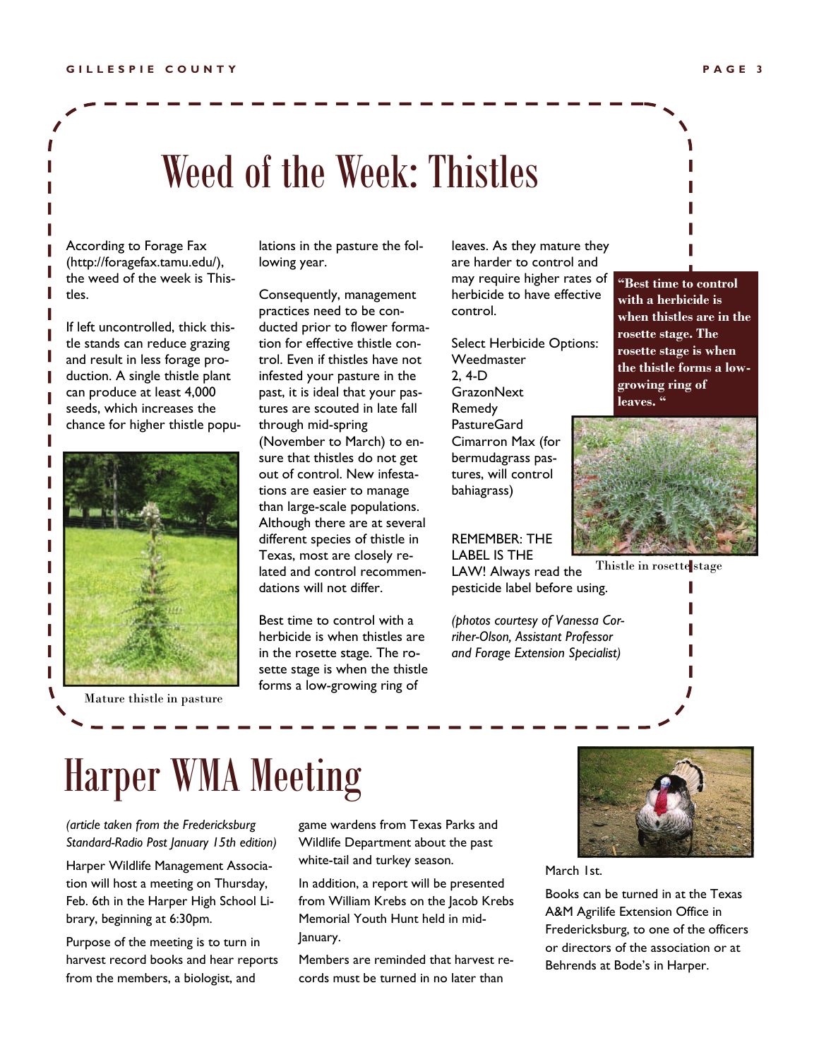# Weed of the Week: Thistles

According to Forage Fax (http://foragefax.tamu.edu/), the weed of the week is Thistles.

If left uncontrolled, thick thistle stands can reduce grazing and result in less forage production. A single thistle plant can produce at least 4,000 seeds, which increases the chance for higher thistle populations in the pasture the following year.

Mature thistle in pasture

Consequently, management practices need to be conducted prior to flower formation for effective thistle control. Even if thistles have not infested your pasture in the past, it is ideal that your pastures are scouted in late fall through mid-spring (November to March) to ensure that thistles do not get out of control. New infestations are easier to manage than large-scale populations. Although there are at several different species of thistle in Texas, most are closely related and control recommendations will not differ.

Best time to control with a herbicide is when thistles are in the rosette stage. The rosette stage is when the thistle forms a low-growing ring of leaves. As they mature they are harder to control and may require higher rates of herbicide to have effective control.

**"Best time to control with a herbicide is when thistles are in the rosette stage. The rosette stage is when the thistle forms a low-growing ring of leaves. "**

Select Herbicide Options:
Weedmaster
2, 4-D
GrazonNext
Remedy
PastureGard
Cimarron Max (for bermudagrass pastures, will control bahiagrass)

REMEMBER: THE LABEL IS THE LAW! Always read the pesticide label before using.

Thistle in rosette stage

*(photos courtesy of Vanessa Corriher-Olson, Assistant Professor and Forage Extension Specialist)*

# Harper WMA Meeting

*(article taken from the Fredericksburg Standard-Radio Post January 15th edition)*

Harper Wildlife Management Association will host a meeting on Thursday, Feb. 6th in the Harper High School Library, beginning at 6:30pm.

Purpose of the meeting is to turn in harvest record books and hear reports from the members, a biologist, and game wardens from Texas Parks and Wildlife Department about the past white-tail and turkey season.

In addition, a report will be presented from William Krebs on the Jacob Krebs Memorial Youth Hunt held in mid-January.

Members are reminded that harvest records must be turned in no later than March 1st.

Books can be turned in at the Texas A&M Agrilife Extension Office in Fredericksburg, to one of the officers or directors of the association or at Behrends at Bode's in Harper.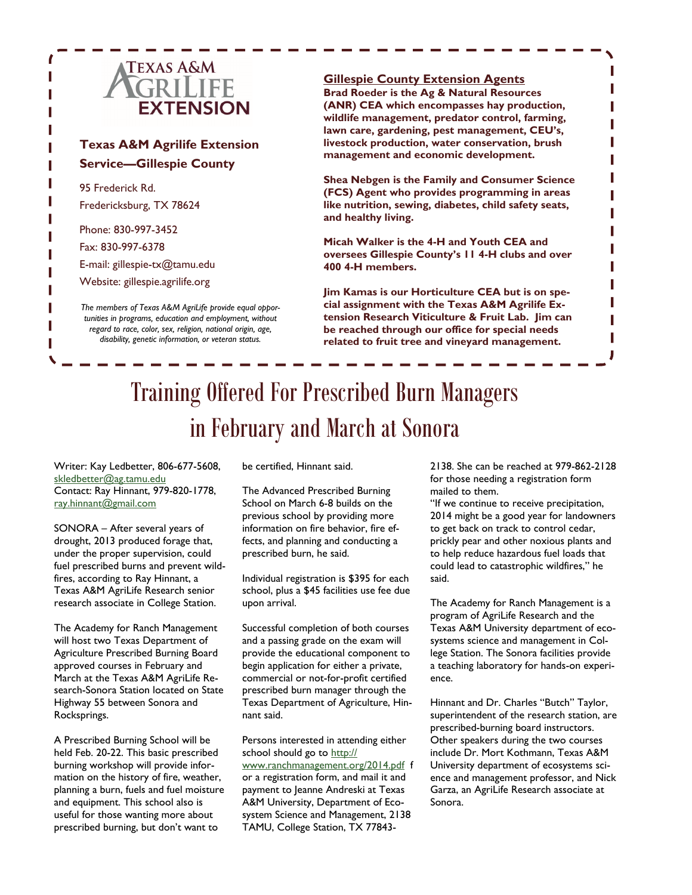**Texas A&M Agrilife Extension Service—Gillespie County**

95 Frederick Rd.
Fredericksburg, TX 78624

Phone: 830-997-3452
Fax: 830-997-6378
E-mail: gillespie-tx@tamu.edu
Website: gillespie.agrilife.org

*The members of Texas A&M AgriLife provide equal opportunities in programs, education and employment, without regard to race, color, sex, religion, national origin, age, disability, genetic information, or veteran status.*

**Gillespie County Extension Agents**

**Brad Roeder is the Ag & Natural Resources (ANR) CEA which encompasses hay production, wildlife management, predator control, farming, lawn care, gardening, pest management, CEU's, livestock production, water conservation, brush management and economic development.**

**Shea Nebgen is the Family and Consumer Science (FCS) Agent who provides programming in areas like nutrition, sewing, diabetes, child safety seats, and healthy living.**

**Micah Walker is the 4-H and Youth CEA and oversees Gillespie County's 11 4-H clubs and over 400 4-H members.**

**Jim Kamas is our Horticulture CEA but is on special assignment with the Texas A&M Agrilife Extension Research Viticulture & Fruit Lab. Jim can be reached through our office for special needs related to fruit tree and vineyard management.**

# Training Offered For Prescribed Burn Managers in February and March at Sonora

Writer: Kay Ledbetter, 806-677-5608, skledbetter@ag.tamu.edu
Contact: Ray Hinnant, 979-820-1778, ray.hinnant@gmail.com

SONORA – After several years of drought, 2013 produced forage that, under the proper supervision, could fuel prescribed burns and prevent wildfires, according to Ray Hinnant, a Texas A&M AgriLife Research senior research associate in College Station.

The Academy for Ranch Management will host two Texas Department of Agriculture Prescribed Burning Board approved courses in February and March at the Texas A&M AgriLife Research-Sonora Station located on State Highway 55 between Sonora and Rocksprings.

A Prescribed Burning School will be held Feb. 20-22. This basic prescribed burning workshop will provide information on the history of fire, weather, planning a burn, fuels and fuel moisture and equipment. This school also is useful for those wanting more about prescribed burning, but don't want to be certified, Hinnant said.

The Advanced Prescribed Burning School on March 6-8 builds on the previous school by providing more information on fire behavior, fire effects, and planning and conducting a prescribed burn, he said.

Individual registration is $395 for each school, plus a $45 facilities use fee due upon arrival.

Successful completion of both courses and a passing grade on the exam will provide the educational component to begin application for either a private, commercial or not-for-profit certified prescribed burn manager through the Texas Department of Agriculture, Hinnant said.

Persons interested in attending either school should go to http://www.ranchmanagement.org/2014.pdf for a registration form, and mail it and payment to Jeanne Andreski at Texas A&M University, Department of Ecosystem Science and Management, 2138 TAMU, College Station, TX 77843-2138. She can be reached at 979-862-2128 for those needing a registration form mailed to them.

"If we continue to receive precipitation, 2014 might be a good year for landowners to get back on track to control cedar, prickly pear and other noxious plants and to help reduce hazardous fuel loads that could lead to catastrophic wildfires," he said.

The Academy for Ranch Management is a program of AgriLife Research and the Texas A&M University department of ecosystems science and management in College Station. The Sonora facilities provide a teaching laboratory for hands-on experience.

Hinnant and Dr. Charles "Butch" Taylor, superintendent of the research station, are prescribed-burning board instructors. Other speakers during the two courses include Dr. Mort Kothmann, Texas A&M University department of ecosystems science and management professor, and Nick Garza, an AgriLife Research associate at Sonora.